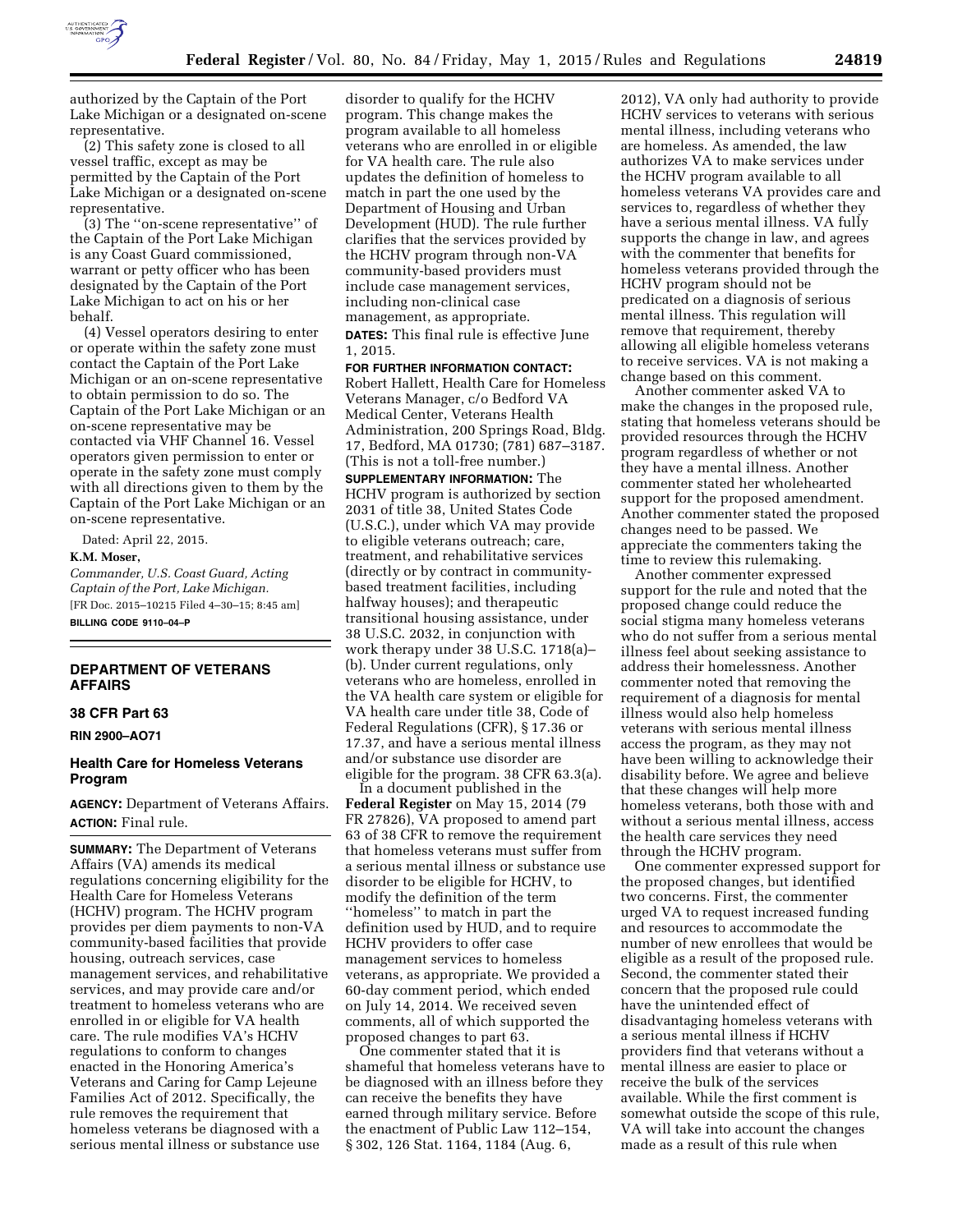authorized by the Captain of the Port Lake Michigan or a designated on-scene representative.

(2) This safety zone is closed to all vessel traffic, except as may be permitted by the Captain of the Port Lake Michigan or a designated on-scene representative.

(3) The ''on-scene representative'' of the Captain of the Port Lake Michigan is any Coast Guard commissioned, warrant or petty officer who has been designated by the Captain of the Port Lake Michigan to act on his or her behalf.

(4) Vessel operators desiring to enter or operate within the safety zone must contact the Captain of the Port Lake Michigan or an on-scene representative to obtain permission to do so. The Captain of the Port Lake Michigan or an on-scene representative may be contacted via VHF Channel 16. Vessel operators given permission to enter or operate in the safety zone must comply with all directions given to them by the Captain of the Port Lake Michigan or an on-scene representative.

Dated: April 22, 2015.

**K.M. Moser,**

*Commander, U.S. Coast Guard, Acting Captain of the Port, Lake Michigan.*

[FR Doc. 2015–10215 Filed 4–30–15; 8:45 am]

**BILLING CODE 9110–04–P**

## DEPARTMENT OF VETERANS AFFAIRS

### 38 CFR Part 63

**RIN 2900–AO71**

### Health Care for Homeless Veterans Program

**AGENCY:** Department of Veterans Affairs.

**ACTION:** Final rule.

**SUMMARY:** The Department of Veterans Affairs (VA) amends its medical regulations concerning eligibility for the Health Care for Homeless Veterans (HCHV) program. The HCHV program provides per diem payments to non-VA community-based facilities that provide housing, outreach services, case management services, and rehabilitative services, and may provide care and/or treatment to homeless veterans who are enrolled in or eligible for VA health care. The rule modifies VA's HCHV regulations to conform to changes enacted in the Honoring America's Veterans and Caring for Camp Lejeune Families Act of 2012. Specifically, the rule removes the requirement that homeless veterans be diagnosed with a serious mental illness or substance use disorder to qualify for the HCHV program. This change makes the program available to all homeless veterans who are enrolled in or eligible for VA health care. The rule also updates the definition of homeless to match in part the one used by the Department of Housing and Urban Development (HUD). The rule further clarifies that the services provided by the HCHV program through non-VA community-based providers must include case management services, including non-clinical case management, as appropriate.

**DATES:** This final rule is effective June 1, 2015.

**FOR FURTHER INFORMATION CONTACT:** Robert Hallett, Health Care for Homeless Veterans Manager, c/o Bedford VA Medical Center, Veterans Health Administration, 200 Springs Road, Bldg. 17, Bedford, MA 01730; (781) 687–3187. (This is not a toll-free number.)

**SUPPLEMENTARY INFORMATION:** The HCHV program is authorized by section 2031 of title 38, United States Code (U.S.C.), under which VA may provide to eligible veterans outreach; care, treatment, and rehabilitative services (directly or by contract in community-based treatment facilities, including halfway houses); and therapeutic transitional housing assistance, under 38 U.S.C. 2032, in conjunction with work therapy under 38 U.S.C. 1718(a)–(b). Under current regulations, only veterans who are homeless, enrolled in the VA health care system or eligible for VA health care under title 38, Code of Federal Regulations (CFR), § 17.36 or 17.37, and have a serious mental illness and/or substance use disorder are eligible for the program. 38 CFR 63.3(a).

In a document published in the **Federal Register** on May 15, 2014 (79 FR 27826), VA proposed to amend part 63 of 38 CFR to remove the requirement that homeless veterans must suffer from a serious mental illness or substance use disorder to be eligible for HCHV, to modify the definition of the term ''homeless'' to match in part the definition used by HUD, and to require HCHV providers to offer case management services to homeless veterans, as appropriate. We provided a 60-day comment period, which ended on July 14, 2014. We received seven comments, all of which supported the proposed changes to part 63.

One commenter stated that it is shameful that homeless veterans have to be diagnosed with an illness before they can receive the benefits they have earned through military service. Before the enactment of Public Law 112–154, § 302, 126 Stat. 1164, 1184 (Aug. 6, 2012), VA only had authority to provide HCHV services to veterans with serious mental illness, including veterans who are homeless. As amended, the law authorizes VA to make services under the HCHV program available to all homeless veterans VA provides care and services to, regardless of whether they have a serious mental illness. VA fully supports the change in law, and agrees with the commenter that benefits for homeless veterans provided through the HCHV program should not be predicated on a diagnosis of serious mental illness. This regulation will remove that requirement, thereby allowing all eligible homeless veterans to receive services. VA is not making a change based on this comment.

Another commenter asked VA to make the changes in the proposed rule, stating that homeless veterans should be provided resources through the HCHV program regardless of whether or not they have a mental illness. Another commenter stated her wholehearted support for the proposed amendment. Another commenter stated the proposed changes need to be passed. We appreciate the commenters taking the time to review this rulemaking.

Another commenter expressed support for the rule and noted that the proposed change could reduce the social stigma many homeless veterans who do not suffer from a serious mental illness feel about seeking assistance to address their homelessness. Another commenter noted that removing the requirement of a diagnosis for mental illness would also help homeless veterans with serious mental illness access the program, as they may not have been willing to acknowledge their disability before. We agree and believe that these changes will help more homeless veterans, both those with and without a serious mental illness, access the health care services they need through the HCHV program.

One commenter expressed support for the proposed changes, but identified two concerns. First, the commenter urged VA to request increased funding and resources to accommodate the number of new enrollees that would be eligible as a result of the proposed rule. Second, the commenter stated their concern that the proposed rule could have the unintended effect of disadvantaging homeless veterans with a serious mental illness if HCHV providers find that veterans without a mental illness are easier to place or receive the bulk of the services available. While the first comment is somewhat outside the scope of this rule, VA will take into account the changes made as a result of this rule when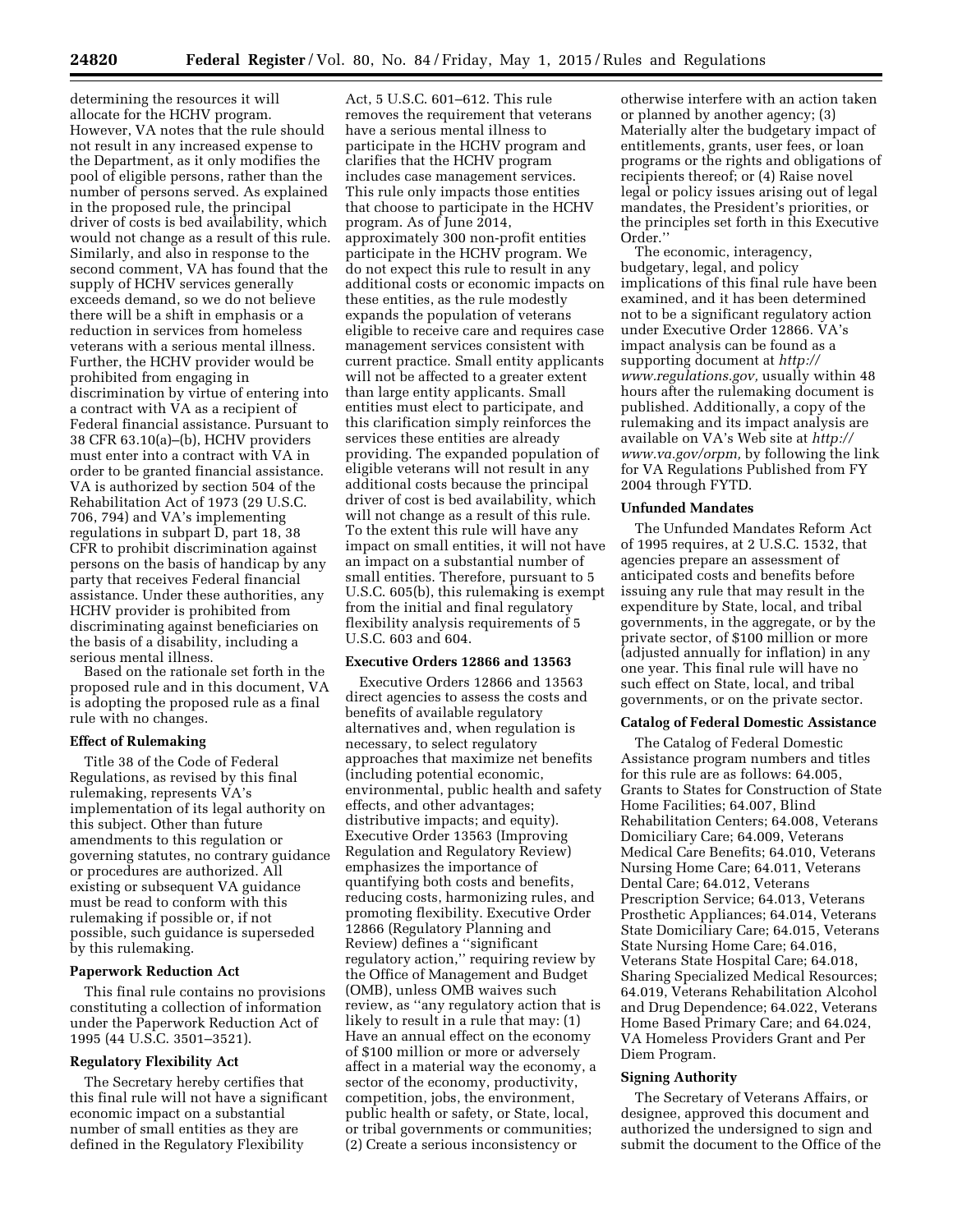determining the resources it will allocate for the HCHV program. However, VA notes that the rule should not result in any increased expense to the Department, as it only modifies the pool of eligible persons, rather than the number of persons served. As explained in the proposed rule, the principal driver of costs is bed availability, which would not change as a result of this rule. Similarly, and also in response to the second comment, VA has found that the supply of HCHV services generally exceeds demand, so we do not believe there will be a shift in emphasis or a reduction in services from homeless veterans with a serious mental illness. Further, the HCHV provider would be prohibited from engaging in discrimination by virtue of entering into a contract with VA as a recipient of Federal financial assistance. Pursuant to 38 CFR 63.10(a)–(b), HCHV providers must enter into a contract with VA in order to be granted financial assistance. VA is authorized by section 504 of the Rehabilitation Act of 1973 (29 U.S.C. 706, 794) and VA's implementing regulations in subpart D, part 18, 38 CFR to prohibit discrimination against persons on the basis of handicap by any party that receives Federal financial assistance. Under these authorities, any HCHV provider is prohibited from discriminating against beneficiaries on the basis of a disability, including a serious mental illness.

Based on the rationale set forth in the proposed rule and in this document, VA is adopting the proposed rule as a final rule with no changes.

## Effect of Rulemaking

Title 38 of the Code of Federal Regulations, as revised by this final rulemaking, represents VA's implementation of its legal authority on this subject. Other than future amendments to this regulation or governing statutes, no contrary guidance or procedures are authorized. All existing or subsequent VA guidance must be read to conform with this rulemaking if possible or, if not possible, such guidance is superseded by this rulemaking.

## Paperwork Reduction Act

This final rule contains no provisions constituting a collection of information under the Paperwork Reduction Act of 1995 (44 U.S.C. 3501–3521).

## Regulatory Flexibility Act

The Secretary hereby certifies that this final rule will not have a significant economic impact on a substantial number of small entities as they are defined in the Regulatory Flexibility Act, 5 U.S.C. 601–612. This rule removes the requirement that veterans have a serious mental illness to participate in the HCHV program and clarifies that the HCHV program includes case management services. This rule only impacts those entities that choose to participate in the HCHV program. As of June 2014, approximately 300 non-profit entities participate in the HCHV program. We do not expect this rule to result in any additional costs or economic impacts on these entities, as the rule modestly expands the population of veterans eligible to receive care and requires case management services consistent with current practice. Small entity applicants will not be affected to a greater extent than large entity applicants. Small entities must elect to participate, and this clarification simply reinforces the services these entities are already providing. The expanded population of eligible veterans will not result in any additional costs because the principal driver of cost is bed availability, which will not change as a result of this rule. To the extent this rule will have any impact on small entities, it will not have an impact on a substantial number of small entities. Therefore, pursuant to 5 U.S.C. 605(b), this rulemaking is exempt from the initial and final regulatory flexibility analysis requirements of 5 U.S.C. 603 and 604.

## Executive Orders 12866 and 13563

Executive Orders 12866 and 13563 direct agencies to assess the costs and benefits of available regulatory alternatives and, when regulation is necessary, to select regulatory approaches that maximize net benefits (including potential economic, environmental, public health and safety effects, and other advantages; distributive impacts; and equity). Executive Order 13563 (Improving Regulation and Regulatory Review) emphasizes the importance of quantifying both costs and benefits, reducing costs, harmonizing rules, and promoting flexibility. Executive Order 12866 (Regulatory Planning and Review) defines a "significant regulatory action," requiring review by the Office of Management and Budget (OMB), unless OMB waives such review, as "any regulatory action that is likely to result in a rule that may: (1) Have an annual effect on the economy of $100 million or more or adversely affect in a material way the economy, a sector of the economy, productivity, competition, jobs, the environment, public health or safety, or State, local, or tribal governments or communities; (2) Create a serious inconsistency or otherwise interfere with an action taken or planned by another agency; (3) Materially alter the budgetary impact of entitlements, grants, user fees, or loan programs or the rights and obligations of recipients thereof; or (4) Raise novel legal or policy issues arising out of legal mandates, the President's priorities, or the principles set forth in this Executive Order."

The economic, interagency, budgetary, legal, and policy implications of this final rule have been examined, and it has been determined not to be a significant regulatory action under Executive Order 12866. VA's impact analysis can be found as a supporting document at *http://www.regulations.gov,* usually within 48 hours after the rulemaking document is published. Additionally, a copy of the rulemaking and its impact analysis are available on VA's Web site at *http://www.va.gov/orpm,* by following the link for VA Regulations Published from FY 2004 through FYTD.

## Unfunded Mandates

The Unfunded Mandates Reform Act of 1995 requires, at 2 U.S.C. 1532, that agencies prepare an assessment of anticipated costs and benefits before issuing any rule that may result in the expenditure by State, local, and tribal governments, in the aggregate, or by the private sector, of $100 million or more (adjusted annually for inflation) in any one year. This final rule will have no such effect on State, local, and tribal governments, or on the private sector.

## Catalog of Federal Domestic Assistance

The Catalog of Federal Domestic Assistance program numbers and titles for this rule are as follows: 64.005, Grants to States for Construction of State Home Facilities; 64.007, Blind Rehabilitation Centers; 64.008, Veterans Domiciliary Care; 64.009, Veterans Medical Care Benefits; 64.010, Veterans Nursing Home Care; 64.011, Veterans Dental Care; 64.012, Veterans Prescription Service; 64.013, Veterans Prosthetic Appliances; 64.014, Veterans State Domiciliary Care; 64.015, Veterans State Nursing Home Care; 64.016, Veterans State Hospital Care; 64.018, Sharing Specialized Medical Resources; 64.019, Veterans Rehabilitation Alcohol and Drug Dependence; 64.022, Veterans Home Based Primary Care; and 64.024, VA Homeless Providers Grant and Per Diem Program.

## Signing Authority

The Secretary of Veterans Affairs, or designee, approved this document and authorized the undersigned to sign and submit the document to the Office of the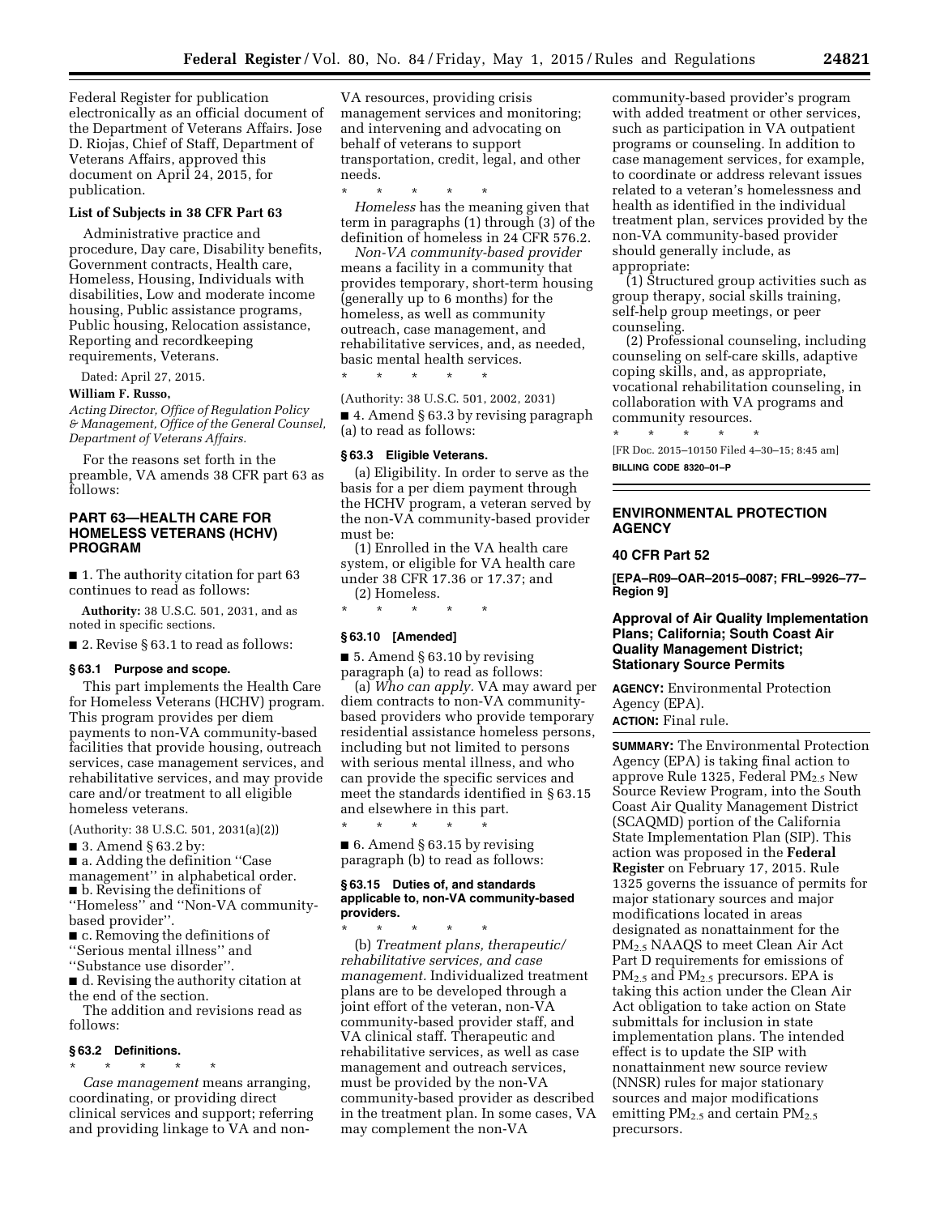Federal Register for publication electronically as an official document of the Department of Veterans Affairs. Jose D. Riojas, Chief of Staff, Department of Veterans Affairs, approved this document on April 24, 2015, for publication.

### List of Subjects in 38 CFR Part 63

Administrative practice and procedure, Day care, Disability benefits, Government contracts, Health care, Homeless, Housing, Individuals with disabilities, Low and moderate income housing, Public assistance programs, Public housing, Relocation assistance, Reporting and recordkeeping requirements, Veterans.

Dated: April 27, 2015.

**William F. Russo,**

*Acting Director, Office of Regulation Policy & Management, Office of the General Counsel, Department of Veterans Affairs.*

For the reasons set forth in the preamble, VA amends 38 CFR part 63 as follows:

## PART 63—HEALTH CARE FOR HOMELESS VETERANS (HCHV) PROGRAM

■ 1. The authority citation for part 63 continues to read as follows:

**Authority:** 38 U.S.C. 501, 2031, and as noted in specific sections.

■ 2. Revise § 63.1 to read as follows:

### § 63.1 Purpose and scope.

This part implements the Health Care for Homeless Veterans (HCHV) program. This program provides per diem payments to non-VA community-based facilities that provide housing, outreach services, case management services, and rehabilitative services, and may provide care and/or treatment to all eligible homeless veterans.

(Authority: 38 U.S.C. 501, 2031(a)(2))

■ 3. Amend § 63.2 by:

■ a. Adding the definition "Case management" in alphabetical order.

■ b. Revising the definitions of "Homeless" and "Non-VA community-based provider".

■ c. Removing the definitions of "Serious mental illness" and "Substance use disorder".

■ d. Revising the authority citation at the end of the section.

The addition and revisions read as follows:

### § 63.2 Definitions.

\* \* \* \* \*

*Case management* means arranging, coordinating, or providing direct clinical services and support; referring and providing linkage to VA and non-VA resources, providing crisis management services and monitoring; and intervening and advocating on behalf of veterans to support transportation, credit, legal, and other needs.

\* \* \* \* \*

*Homeless* has the meaning given that term in paragraphs (1) through (3) of the definition of homeless in 24 CFR 576.2.

*Non-VA community-based provider* means a facility in a community that provides temporary, short-term housing (generally up to 6 months) for the homeless, as well as community outreach, case management, and rehabilitative services, and, as needed, basic mental health services.

\* \* \* \* \*

(Authority: 38 U.S.C. 501, 2002, 2031)

■ 4. Amend § 63.3 by revising paragraph (a) to read as follows:

### § 63.3 Eligible Veterans.

(a) Eligibility. In order to serve as the basis for a per diem payment through the HCHV program, a veteran served by the non-VA community-based provider must be:

(1) Enrolled in the VA health care system, or eligible for VA health care under 38 CFR 17.36 or 17.37; and

(2) Homeless.

\* \* \* \* \*

### § 63.10 [Amended]

■ 5. Amend § 63.10 by revising paragraph (a) to read as follows:

(a) *Who can apply.* VA may award per diem contracts to non-VA community-based providers who provide temporary residential assistance homeless persons, including but not limited to persons with serious mental illness, and who can provide the specific services and meet the standards identified in § 63.15 and elsewhere in this part.

\* \* \* \* \*

■ 6. Amend § 63.15 by revising paragraph (b) to read as follows:

### § 63.15 Duties of, and standards applicable to, non-VA community-based providers.

\* \* \* \* \*

(b) *Treatment plans, therapeutic/rehabilitative services, and case management.* Individualized treatment plans are to be developed through a joint effort of the veteran, non-VA community-based provider staff, and VA clinical staff. Therapeutic and rehabilitative services, as well as case management and outreach services, must be provided by the non-VA community-based provider as described in the treatment plan. In some cases, VA may complement the non-VA community-based provider's program with added treatment or other services, such as participation in VA outpatient programs or counseling. In addition to case management services, for example, to coordinate or address relevant issues related to a veteran's homelessness and health as identified in the individual treatment plan, services provided by the non-VA community-based provider should generally include, as appropriate:

(1) Structured group activities such as group therapy, social skills training, self-help group meetings, or peer counseling.

(2) Professional counseling, including counseling on self-care skills, adaptive coping skills, and, as appropriate, vocational rehabilitation counseling, in collaboration with VA programs and community resources.

\* \* \* \* \*

[FR Doc. 2015–10150 Filed 4–30–15; 8:45 am]

**BILLING CODE 8320–01–P**

---

## ENVIRONMENTAL PROTECTION AGENCY

### 40 CFR Part 52

**[EPA–R09–OAR–2015–0087; FRL–9926–77–Region 9]**

### Approval of Air Quality Implementation Plans; California; South Coast Air Quality Management District; Stationary Source Permits

**AGENCY:** Environmental Protection Agency (EPA).

**ACTION:** Final rule.

**SUMMARY:** The Environmental Protection Agency (EPA) is taking final action to approve Rule 1325, Federal $PM_{2.5}$ New Source Review Program, into the South Coast Air Quality Management District (SCAQMD) portion of the California State Implementation Plan (SIP). This action was proposed in the **Federal Register** on February 17, 2015. Rule 1325 governs the issuance of permits for major stationary sources and major modifications located in areas designated as nonattainment for the $PM_{2.5}$ NAAQS to meet Clean Air Act Part D requirements for emissions of $PM_{2.5}$ and $PM_{2.5}$ precursors. EPA is taking this action under the Clean Air Act obligation to take action on State submittals for inclusion in state implementation plans. The intended effect is to update the SIP with nonattainment new source review (NNSR) rules for major stationary sources and major modifications emitting $PM_{2.5}$ and certain $PM_{2.5}$ precursors.